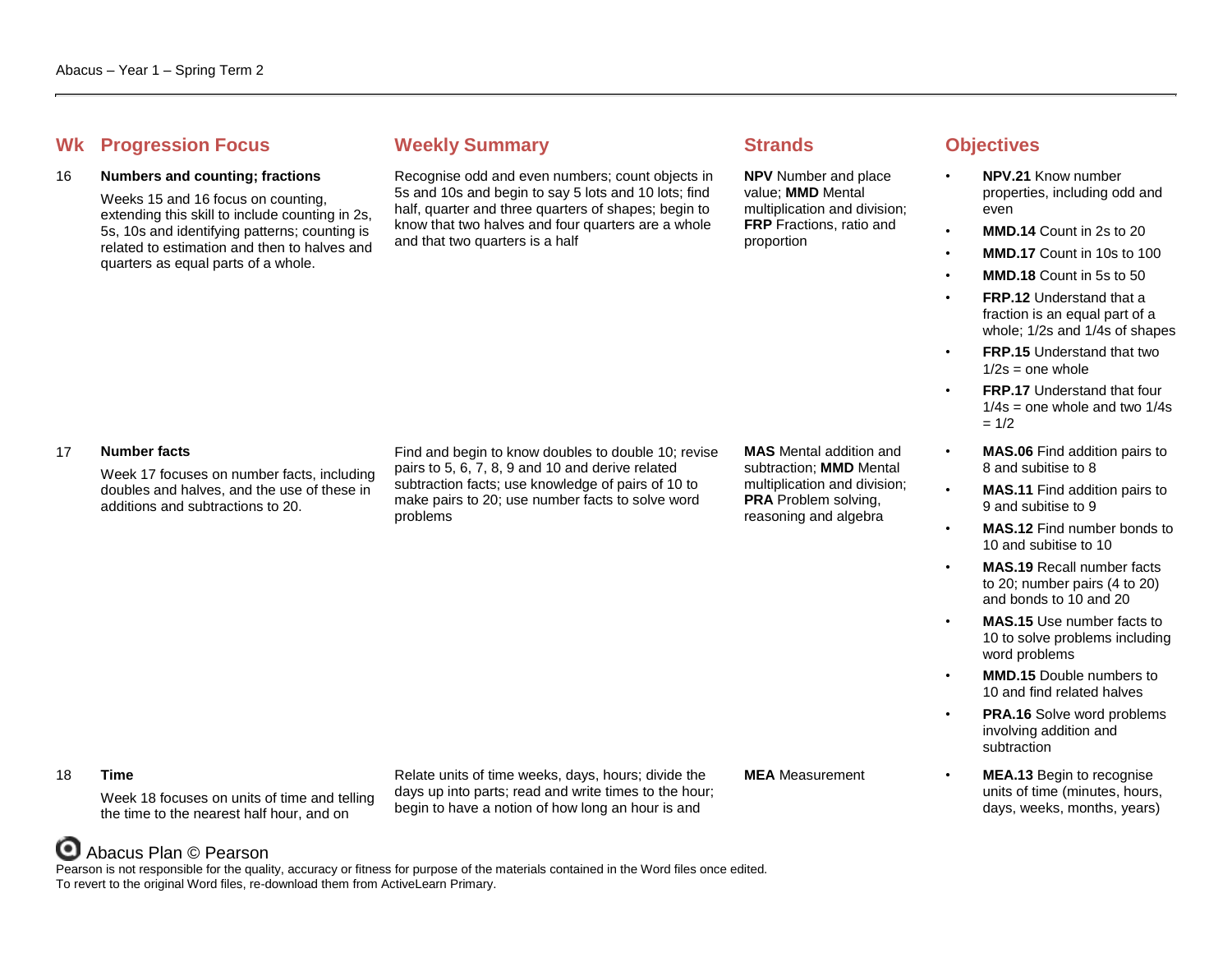Abacus – Year 1 – Spring Term 2

| Wk | Progression Focus | Weekly Summary | Strands | Objectives |
|---|---|---|---|---|
| 16 | **Numbers and counting; fractions**<br>Weeks 15 and 16 focus on counting, extending this skill to include counting in 2s, 5s, 10s and identifying patterns; counting is related to estimation and then to halves and quarters as equal parts of a whole. | Recognise odd and even numbers; count objects in 5s and 10s and begin to say 5 lots and 10 lots; find half, quarter and three quarters of shapes; begin to know that two halves and four quarters are a whole and that two quarters is a half | **NPV** Number and place value; **MMD** Mental multiplication and division; **FRP** Fractions, ratio and proportion | • **NPV.21** Know number properties, including odd and even<br>• **MMD.14** Count in 2s to 20<br>• **MMD.17** Count in 10s to 100<br>• **MMD.18** Count in 5s to 50<br>• **FRP.12** Understand that a fraction is an equal part of a whole; 1/2s and 1/4s of shapes<br>• **FRP.15** Understand that two 1/2s = one whole<br>• **FRP.17** Understand that four 1/4s = one whole and two 1/4s = 1/2 |
| 17 | **Number facts**<br>Week 17 focuses on number facts, including doubles and halves, and the use of these in additions and subtractions to 20. | Find and begin to know doubles to double 10; revise pairs to 5, 6, 7, 8, 9 and 10 and derive related subtraction facts; use knowledge of pairs of 10 to make pairs to 20; use number facts to solve word problems | **MAS** Mental addition and subtraction; **MMD** Mental multiplication and division; **PRA** Problem solving, reasoning and algebra | • **MAS.06** Find addition pairs to 8 and subitise to 8<br>• **MAS.11** Find addition pairs to 9 and subitise to 9<br>• **MAS.12** Find number bonds to 10 and subitise to 10<br>• **MAS.19** Recall number facts to 20; number pairs (4 to 20) and bonds to 10 and 20<br>• **MAS.15** Use number facts to 10 to solve problems including word problems<br>• **MMD.15** Double numbers to 10 and find related halves<br>• **PRA.16** Solve word problems involving addition and subtraction |
| 18 | **Time**<br>Week 18 focuses on units of time and telling the time to the nearest half hour, and on | Relate units of time weeks, days, hours; divide the days up into parts; read and write times to the hour; begin to have a notion of how long an hour is and | **MEA** Measurement | • **MEA.13** Begin to recognise units of time (minutes, hours, days, weeks, months, years) |

Abacus Plan © Pearson

Pearson is not responsible for the quality, accuracy or fitness for purpose of the materials contained in the Word files once edited.
To revert to the original Word files, re-download them from ActiveLearn Primary.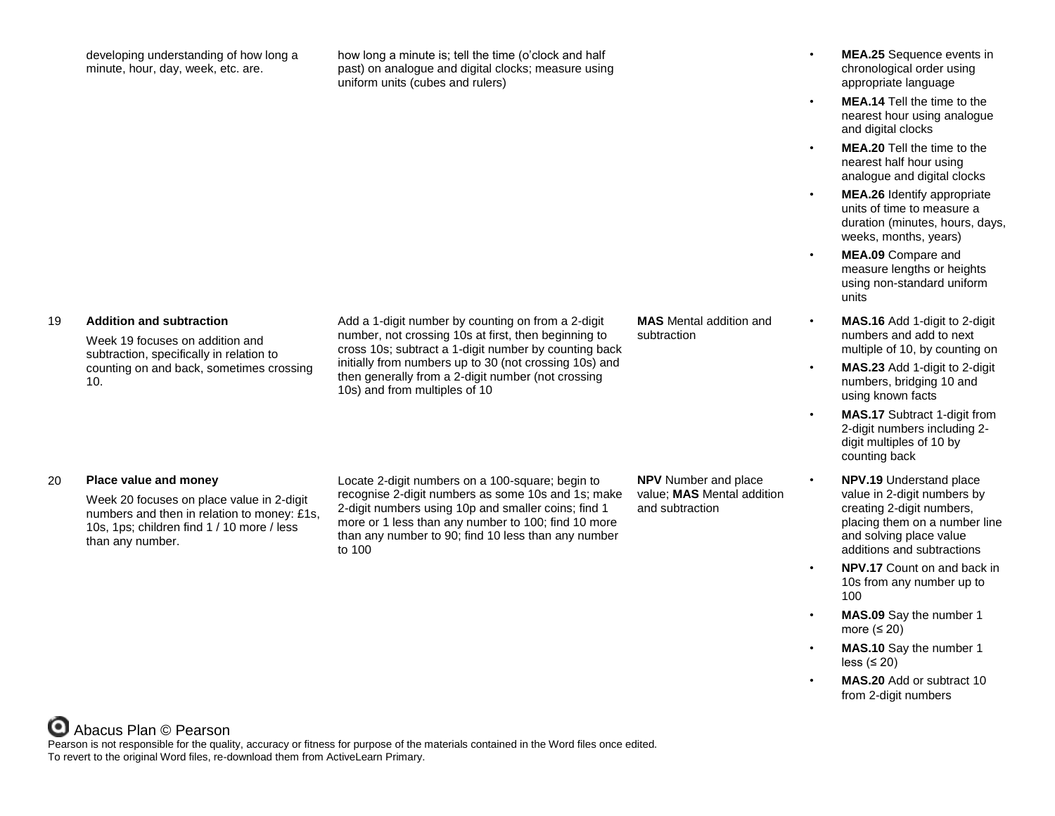| | | | | |
|---|---|---|---|---|
| | developing understanding of how long a minute, hour, day, week, etc. are. | how long a minute is; tell the time (o'clock and half past) on analogue and digital clocks; measure using uniform units (cubes and rulers) | | • **MEA.25** Sequence events in chronological order using appropriate language<br>• **MEA.14** Tell the time to the nearest hour using analogue and digital clocks<br>• **MEA.20** Tell the time to the nearest half hour using analogue and digital clocks<br>• **MEA.26** Identify appropriate units of time to measure a duration (minutes, hours, days, weeks, months, years)<br>• **MEA.09** Compare and measure lengths or heights using non-standard uniform units |
| 19 | **Addition and subtraction**<br><br>Week 19 focuses on addition and subtraction, specifically in relation to counting on and back, sometimes crossing 10. | Add a 1-digit number by counting on from a 2-digit number, not crossing 10s at first, then beginning to cross 10s; subtract a 1-digit number by counting back initially from numbers up to 30 (not crossing 10s) and then generally from a 2-digit number (not crossing 10s) and from multiples of 10 | **MAS** Mental addition and subtraction | • **MAS.16** Add 1-digit to 2-digit numbers and add to next multiple of 10, by counting on<br>• **MAS.23** Add 1-digit to 2-digit numbers, bridging 10 and using known facts<br>• **MAS.17** Subtract 1-digit from 2-digit numbers including 2-digit multiples of 10 by counting back |
| 20 | **Place value and money**<br><br>Week 20 focuses on place value in 2-digit numbers and then in relation to money: £1s, 10s, 1ps; children find 1 / 10 more / less than any number. | Locate 2-digit numbers on a 100-square; begin to recognise 2-digit numbers as some 10s and 1s; make 2-digit numbers using 10p and smaller coins; find 1 more or 1 less than any number to 100; find 10 more than any number to 90; find 10 less than any number to 100 | **NPV** Number and place value; **MAS** Mental addition and subtraction | • **NPV.19** Understand place value in 2-digit numbers by creating 2-digit numbers, placing them on a number line and solving place value additions and subtractions<br>• **NPV.17** Count on and back in 10s from any number up to 100<br>• **MAS.09** Say the number 1 more (≤ 20)<br>• **MAS.10** Say the number 1 less (≤ 20)<br>• **MAS.20** Add or subtract 10 from 2-digit numbers |

Abacus Plan © Pearson

Pearson is not responsible for the quality, accuracy or fitness for purpose of the materials contained in the Word files once edited.
To revert to the original Word files, re-download them from ActiveLearn Primary.